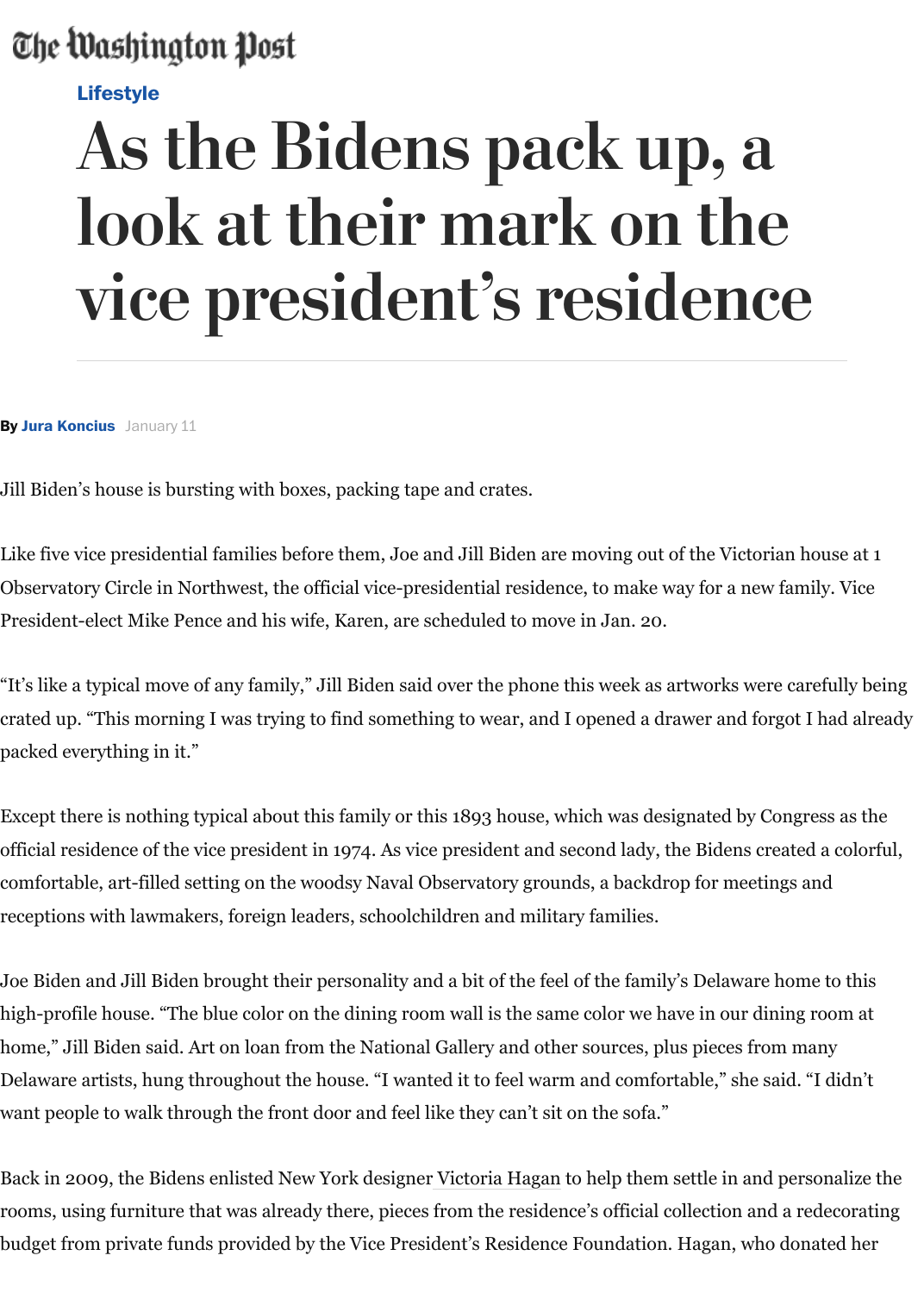The Washington Post

Lifestyle

# As the Bidens pack up, a look at their mark on the vice president's residence

By **Jura Koncius** January 11

Jill Biden's house is bursting with boxes, packing tape and crates.

Like five vice presidential families before them, Joe and Jill Biden are moving out of the Victorian house at 1 Observatory Circle in Northwest, the official vice-presidential residence, to make way for a new family. Vice President-elect Mike Pence and his wife, Karen, are scheduled to move in Jan. 20.

"It's like a typical move of any family," Jill Biden said over the phone this week as artworks were carefully being crated up. "This morning I was trying to find something to wear, and I opened a drawer and forgot I had already packed everything in it."

Except there is nothing typical about this family or this 1893 house, which was designated by Congress as the official residence of the vice president in 1974. As vice president and second lady, the Bidens created a colorful, comfortable, art-filled setting on the woodsy Naval Observatory grounds, a backdrop for meetings and receptions with lawmakers, foreign leaders, schoolchildren and military families.

Joe Biden and Jill Biden brought their personality and a bit of the feel of the family's Delaware home to this high-profile house. "The blue color on the dining room wall is the same color we have in our dining room at home," Jill Biden said. Art on loan from the National Gallery and other sources, plus pieces from many Delaware artists, hung throughout the house. "I wanted it to feel warm and comfortable," she said. "I didn't want people to walk through the front door and feel like they can't sit on the sofa."

Back in 2009, the Bidens enlisted New York designer Victoria Hagan to help them settle in and personalize the rooms, using furniture that was already there, pieces from the residence's official collection and a redecorating budget from private funds provided by the Vice President's Residence Foundation. Hagan, who donated her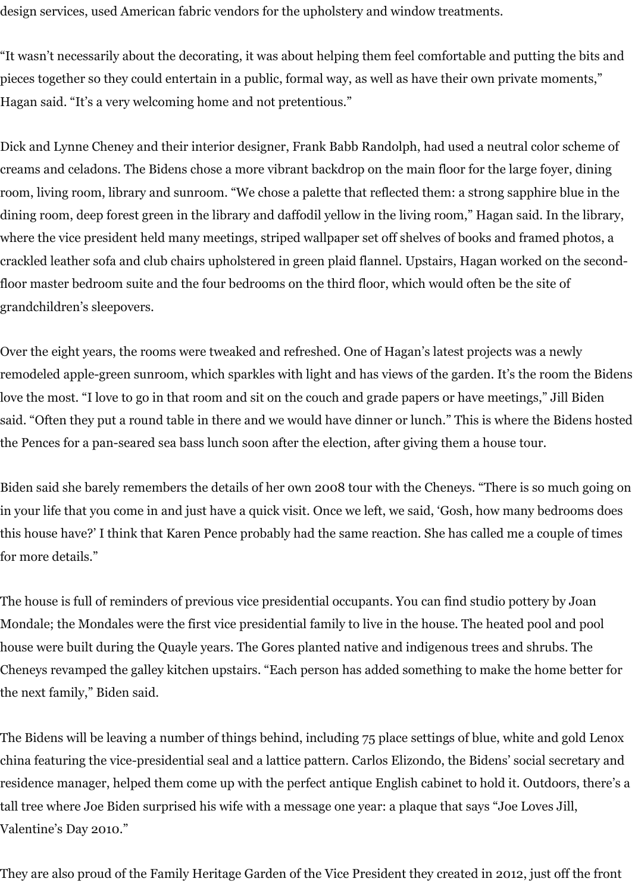design services, used American fabric vendors for the upholstery and window treatments.

"It wasn't necessarily about the decorating, it was about helping them feel comfortable and putting the bits and pieces together so they could entertain in a public, formal way, as well as have their own private moments," Hagan said. "It's a very welcoming home and not pretentious."

Dick and Lynne Cheney and their interior designer, Frank Babb Randolph, had used a neutral color scheme of creams and celadons. The Bidens chose a more vibrant backdrop on the main floor for the large foyer, dining room, living room, library and sunroom. "We chose a palette that reflected them: a strong sapphire blue in the dining room, deep forest green in the library and daffodil yellow in the living room," Hagan said. In the library, where the vice president held many meetings, striped wallpaper set off shelves of books and framed photos, a crackled leather sofa and club chairs upholstered in green plaid flannel. Upstairs, Hagan worked on the second-floor master bedroom suite and the four bedrooms on the third floor, which would often be the site of grandchildren's sleepovers.

Over the eight years, the rooms were tweaked and refreshed. One of Hagan's latest projects was a newly remodeled apple-green sunroom, which sparkles with light and has views of the garden. It's the room the Bidens love the most. "I love to go in that room and sit on the couch and grade papers or have meetings," Jill Biden said. "Often they put a round table in there and we would have dinner or lunch." This is where the Bidens hosted the Pences for a pan-seared sea bass lunch soon after the election, after giving them a house tour.

Biden said she barely remembers the details of her own 2008 tour with the Cheneys. "There is so much going on in your life that you come in and just have a quick visit. Once we left, we said, 'Gosh, how many bedrooms does this house have?' I think that Karen Pence probably had the same reaction. She has called me a couple of times for more details."

The house is full of reminders of previous vice presidential occupants. You can find studio pottery by Joan Mondale; the Mondales were the first vice presidential family to live in the house. The heated pool and pool house were built during the Quayle years. The Gores planted native and indigenous trees and shrubs. The Cheneys revamped the galley kitchen upstairs. "Each person has added something to make the home better for the next family," Biden said.

The Bidens will be leaving a number of things behind, including 75 place settings of blue, white and gold Lenox china featuring the vice-presidential seal and a lattice pattern. Carlos Elizondo, the Bidens' social secretary and residence manager, helped them come up with the perfect antique English cabinet to hold it. Outdoors, there's a tall tree where Joe Biden surprised his wife with a message one year: a plaque that says "Joe Loves Jill, Valentine's Day 2010."

They are also proud of the Family Heritage Garden of the Vice President they created in 2012, just off the front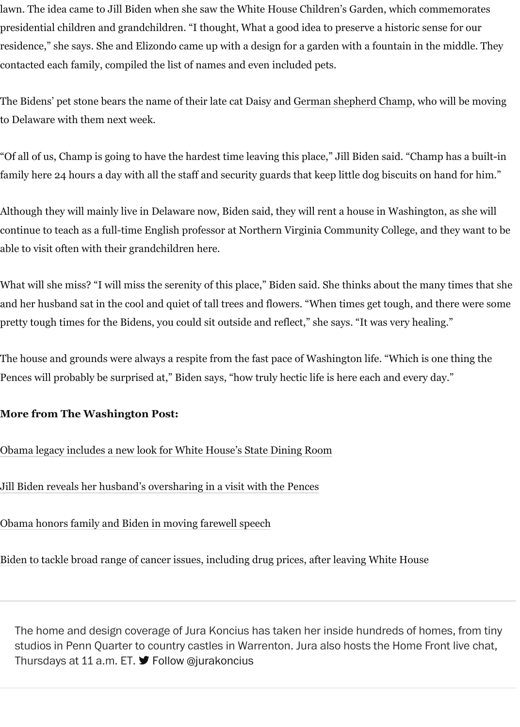lawn. The idea came to Jill Biden when she saw the White House Children's Garden, which commemorates presidential children and grandchildren. "I thought, What a good idea to preserve a historic sense for our residence," she says. She and Elizondo came up with a design for a garden with a fountain in the middle. They contacted each family, compiled the list of names and even included pets.

The Bidens' pet stone bears the name of their late cat Daisy and German shepherd Champ, who will be moving to Delaware with them next week.

"Of all of us, Champ is going to have the hardest time leaving this place," Jill Biden said. "Champ has a built-in family here 24 hours a day with all the staff and security guards that keep little dog biscuits on hand for him."

Although they will mainly live in Delaware now, Biden said, they will rent a house in Washington, as she will continue to teach as a full-time English professor at Northern Virginia Community College, and they want to be able to visit often with their grandchildren here.

What will she miss? "I will miss the serenity of this place," Biden said. She thinks about the many times that she and her husband sat in the cool and quiet of tall trees and flowers. "When times get tough, and there were some pretty tough times for the Bidens, you could sit outside and reflect," she says. "It was very healing."

The house and grounds were always a respite from the fast pace of Washington life. "Which is one thing the Pences will probably be surprised at," Biden says, "how truly hectic life is here each and every day."

**More from The Washington Post:**

Obama legacy includes a new look for White House's State Dining Room

Jill Biden reveals her husband's oversharing in a visit with the Pences

Obama honors family and Biden in moving farewell speech

Biden to tackle broad range of cancer issues, including drug prices, after leaving White House

---

The home and design coverage of Jura Koncius has taken her inside hundreds of homes, from tiny studios in Penn Quarter to country castles in Warrenton. Jura also hosts the Home Front live chat, Thursdays at 11 a.m. ET. Follow @jurakoncius